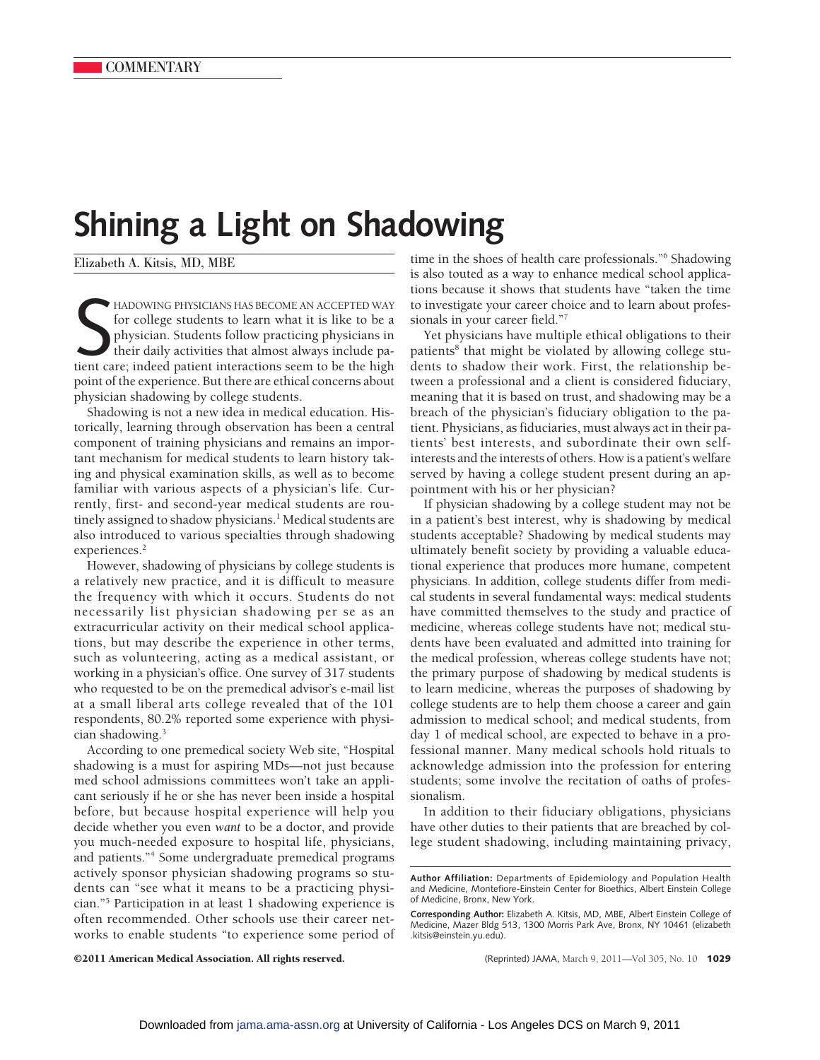COMMENTARY

# Shining a Light on Shadowing

Elizabeth A. Kitsis, MD, MBE

SHADOWING PHYSICIANS HAS BECOME AN ACCEPTED WAY for college students to learn what it is like to be a physician. Students follow practicing physicians in their daily activities that almost always include patient care; indeed patient interactions seem to be the high point of the experience. But there are ethical concerns about physician shadowing by college students.

Shadowing is not a new idea in medical education. Historically, learning through observation has been a central component of training physicians and remains an important mechanism for medical students to learn history taking and physical examination skills, as well as to become familiar with various aspects of a physician's life. Currently, first- and second-year medical students are routinely assigned to shadow physicians.[1] Medical students are also introduced to various specialties through shadowing experiences.[2]

However, shadowing of physicians by college students is a relatively new practice, and it is difficult to measure the frequency with which it occurs. Students do not necessarily list physician shadowing per se as an extracurricular activity on their medical school applications, but may describe the experience in other terms, such as volunteering, acting as a medical assistant, or working in a physician's office. One survey of 317 students who requested to be on the premedical advisor's e-mail list at a small liberal arts college revealed that of the 101 respondents, 80.2% reported some experience with physician shadowing.[3]

According to one premedical society Web site, "Hospital shadowing is a must for aspiring MDs—not just because med school admissions committees won't take an applicant seriously if he or she has never been inside a hospital before, but because hospital experience will help you decide whether you even *want* to be a doctor, and provide you much-needed exposure to hospital life, physicians, and patients."[4] Some undergraduate premedical programs actively sponsor physician shadowing programs so students can "see what it means to be a practicing physician."[5] Participation in at least 1 shadowing experience is often recommended. Other schools use their career networks to enable students "to experience some period of time in the shoes of health care professionals."[6] Shadowing is also touted as a way to enhance medical school applications because it shows that students have "taken the time to investigate your career choice and to learn about professionals in your career field."[7]

Yet physicians have multiple ethical obligations to their patients[8] that might be violated by allowing college students to shadow their work. First, the relationship between a professional and a client is considered fiduciary, meaning that it is based on trust, and shadowing may be a breach of the physician's fiduciary obligation to the patient. Physicians, as fiduciaries, must always act in their patients' best interests, and subordinate their own self-interests and the interests of others. How is a patient's welfare served by having a college student present during an appointment with his or her physician?

If physician shadowing by a college student may not be in a patient's best interest, why is shadowing by medical students acceptable? Shadowing by medical students may ultimately benefit society by providing a valuable educational experience that produces more humane, competent physicians. In addition, college students differ from medical students in several fundamental ways: medical students have committed themselves to the study and practice of medicine, whereas college students have not; medical students have been evaluated and admitted into training for the medical profession, whereas college students have not; the primary purpose of shadowing by medical students is to learn medicine, whereas the purposes of shadowing by college students are to help them choose a career and gain admission to medical school; and medical students, from day 1 of medical school, are expected to behave in a professional manner. Many medical schools hold rituals to acknowledge admission into the profession for entering students; some involve the recitation of oaths of professionalism.

In addition to their fiduciary obligations, physicians have other duties to their patients that are breached by college student shadowing, including maintaining privacy,

**Author Affiliation:** Departments of Epidemiology and Population Health and Medicine, Montefiore-Einstein Center for Bioethics, Albert Einstein College of Medicine, Bronx, New York.

**Corresponding Author:** Elizabeth A. Kitsis, MD, MBE, Albert Einstein College of Medicine, Mazer Bldg 513, 1300 Morris Park Ave, Bronx, NY 10461 (elizabeth.kitsis@einstein.yu.edu).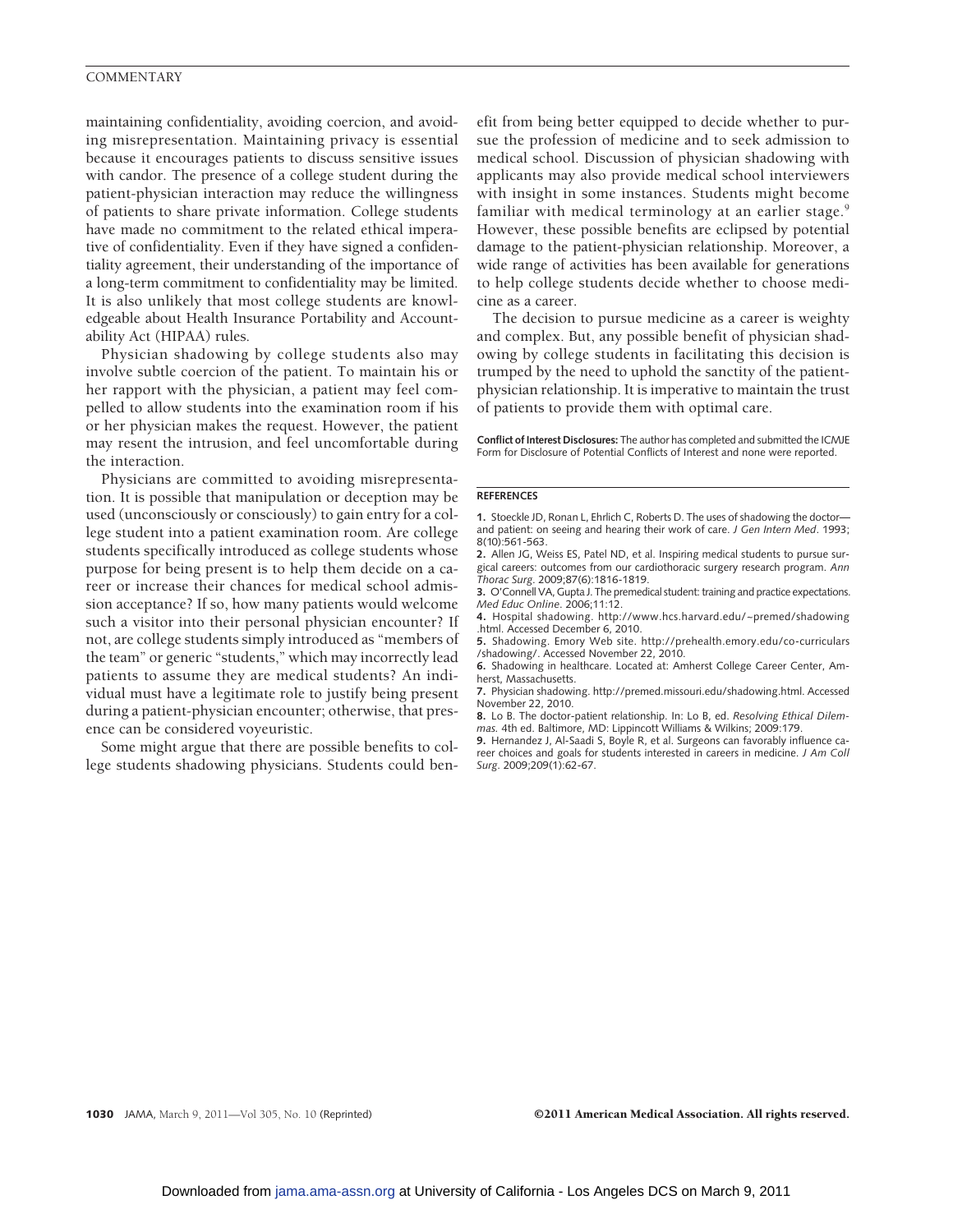maintaining confidentiality, avoiding coercion, and avoiding misrepresentation. Maintaining privacy is essential because it encourages patients to discuss sensitive issues with candor. The presence of a college student during the patient-physician interaction may reduce the willingness of patients to share private information. College students have made no commitment to the related ethical imperative of confidentiality. Even if they have signed a confidentiality agreement, their understanding of the importance of a long-term commitment to confidentiality may be limited. It is also unlikely that most college students are knowledgeable about Health Insurance Portability and Accountability Act (HIPAA) rules.

Physician shadowing by college students also may involve subtle coercion of the patient. To maintain his or her rapport with the physician, a patient may feel compelled to allow students into the examination room if his or her physician makes the request. However, the patient may resent the intrusion, and feel uncomfortable during the interaction.

Physicians are committed to avoiding misrepresentation. It is possible that manipulation or deception may be used (unconsciously or consciously) to gain entry for a college student into a patient examination room. Are college students specifically introduced as college students whose purpose for being present is to help them decide on a career or increase their chances for medical school admission acceptance? If so, how many patients would welcome such a visitor into their personal physician encounter? If not, are college students simply introduced as "members of the team" or generic "students," which may incorrectly lead patients to assume they are medical students? An individual must have a legitimate role to justify being present during a patient-physician encounter; otherwise, that presence can be considered voyeuristic.

Some might argue that there are possible benefits to college students shadowing physicians. Students could benefit from being better equipped to decide whether to pursue the profession of medicine and to seek admission to medical school. Discussion of physician shadowing with applicants may also provide medical school interviewers with insight in some instances. Students might become familiar with medical terminology at an earlier stage.[9] However, these possible benefits are eclipsed by potential damage to the patient-physician relationship. Moreover, a wide range of activities has been available for generations to help college students decide whether to choose medicine as a career.

The decision to pursue medicine as a career is weighty and complex. But, any possible benefit of physician shadowing by college students in facilitating this decision is trumped by the need to uphold the sanctity of the patient-physician relationship. It is imperative to maintain the trust of patients to provide them with optimal care.

**Conflict of Interest Disclosures:** The author has completed and submitted the ICMJE Form for Disclosure of Potential Conflicts of Interest and none were reported.

**REFERENCES**

1. Stoeckle JD, Ronan L, Ehrlich C, Roberts D. The uses of shadowing the doctor—and patient: on seeing and hearing their work of care. *J Gen Intern Med*. 1993;8(10):561-563.
2. Allen JG, Weiss ES, Patel ND, et al. Inspiring medical students to pursue surgical careers: outcomes from our cardiothoracic surgery research program. *Ann Thorac Surg*. 2009;87(6):1816-1819.
3. O'Connell VA, Gupta J. The premedical student: training and practice expectations. *Med Educ Online*. 2006;11:12.
4. Hospital shadowing. http://www.hcs.harvard.edu/~premed/shadowing.html. Accessed December 6, 2010.
5. Shadowing. Emory Web site. http://prehealth.emory.edu/co-curriculars/shadowing/. Accessed November 22, 2010.
6. Shadowing in healthcare. Located at: Amherst College Career Center, Amherst, Massachusetts.
7. Physician shadowing. http://premed.missouri.edu/shadowing.html. Accessed November 22, 2010.
8. Lo B. The doctor-patient relationship. In: Lo B, ed. *Resolving Ethical Dilemmas.* 4th ed. Baltimore, MD: Lippincott Williams & Wilkins; 2009:179.
9. Hernandez J, Al-Saadi S, Boyle R, et al. Surgeons can favorably influence career choices and goals for students interested in careers in medicine. *J Am Coll Surg*. 2009;209(1):62-67.